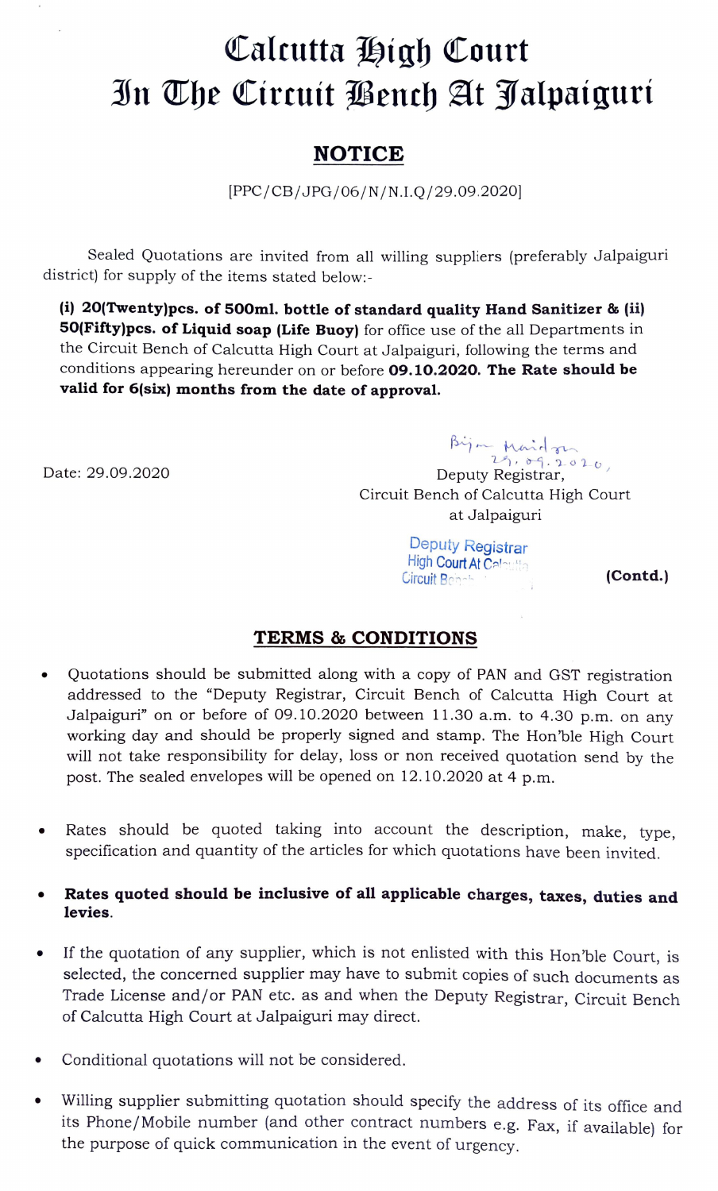# Calcutta High Court
# In The Circuit Bench At Jalpaiguri

## NOTICE

[PPC/CB/JPG/06/N/N.I.Q/29.09.2020]

Sealed Quotations are invited from all willing suppliers (preferably Jalpaiguri district) for supply of the items stated below:-

**(i) 20(Twenty)pcs. of 500ml. bottle of standard quality Hand Sanitizer & (ii) 50(Fifty)pcs. of Liquid soap (Life Buoy)** for office use of the all Departments in the Circuit Bench of Calcutta High Court at Jalpaiguri, following the terms and conditions appearing hereunder on or before **09.10.2020. The Rate should be valid for 6(six) months from the date of approval.**

Date: 29.09.2020

Bijan Haidar
29.09.2020,
Deputy Registrar,
Circuit Bench of Calcutta High Court
at Jalpaiguri

Deputy Registrar
High Court At Calcutta
Circuit Bench

**(Contd.)**

## TERMS & CONDITIONS

- Quotations should be submitted along with a copy of PAN and GST registration addressed to the "Deputy Registrar, Circuit Bench of Calcutta High Court at Jalpaiguri" on or before 09.10.2020 between 11.30 a.m. to 4.30 p.m. on any working day and should be properly signed and stamp. The Hon'ble High Court will not take responsibility for delay, loss or non received quotation send by the post. The sealed envelopes will be opened on 12.10.2020 at 4 p.m.

- Rates should be quoted taking into account the description, make, type, specification and quantity of the articles for which quotations have been invited.

- **Rates quoted should be inclusive of all applicable charges, taxes, duties and levies.**

- If the quotation of any supplier, which is not enlisted with this Hon'ble Court, is selected, the concerned supplier may have to submit copies of such documents as Trade License and/or PAN etc. as and when the Deputy Registrar, Circuit Bench of Calcutta High Court at Jalpaiguri may direct.

- Conditional quotations will not be considered.

- Willing supplier submitting quotation should specify the address of its office and its Phone/Mobile number (and other contract numbers e.g. Fax, if available) for the purpose of quick communication in the event of urgency.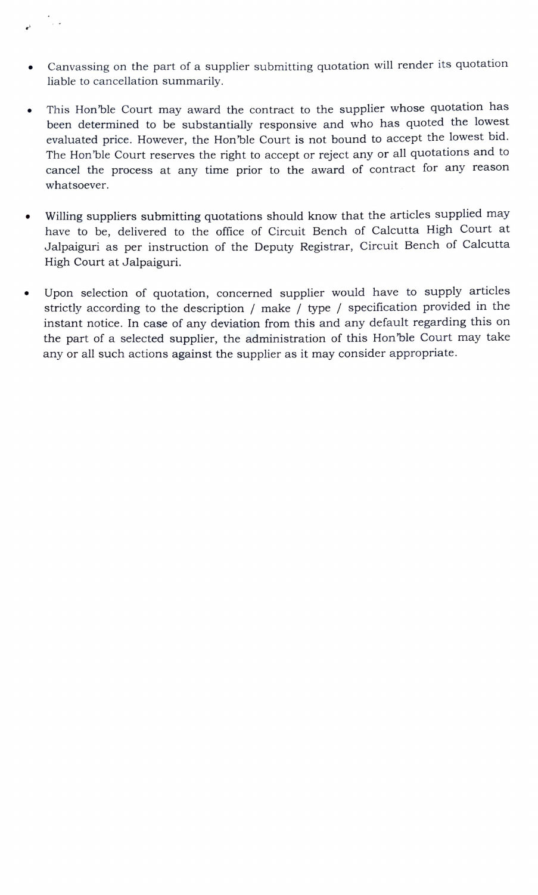- Canvassing on the part of a supplier submitting quotation will render its quotation liable to cancellation summarily.
- This Hon'ble Court may award the contract to the supplier whose quotation has been determined to be substantially responsive and who has quoted the lowest evaluated price. However, the Hon'ble Court is not bound to accept the lowest bid. The Hon'ble Court reserves the right to accept or reject any or all quotations and to cancel the process at any time prior to the award of contract for any reason whatsoever.
- Willing suppliers submitting quotations should know that the articles supplied may have to be, delivered to the office of Circuit Bench of Calcutta High Court at Jalpaiguri as per instruction of the Deputy Registrar, Circuit Bench of Calcutta High Court at Jalpaiguri.
- Upon selection of quotation, concerned supplier would have to supply articles strictly according to the description / make / type / specification provided in the instant notice. In case of any deviation from this and any default regarding this on the part of a selected supplier, the administration of this Hon'ble Court may take any or all such actions against the supplier as it may consider appropriate.